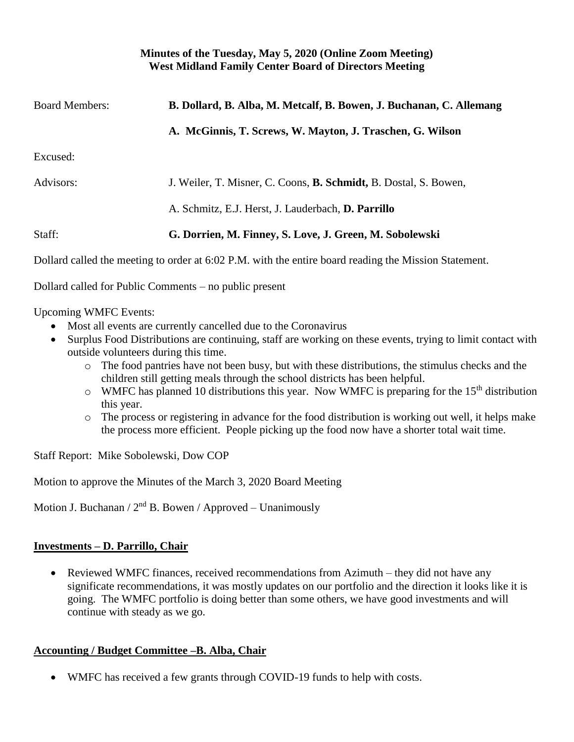**Minutes of the Tuesday, May 5, 2020 (Online Zoom Meeting)**
**West Midland Family Center Board of Directors Meeting**

Board Members: **B. Dollard, B. Alba, M. Metcalf, B. Bowen, J. Buchanan, C. Allemang**

**A. McGinnis, T. Screws, W. Mayton, J. Traschen, G. Wilson**

Excused:

Advisors: J. Weiler, T. Misner, C. Coons, **B. Schmidt,** B. Dostal, S. Bowen,

A. Schmitz, E.J. Herst, J. Lauderbach, **D. Parrillo**

Staff: **G. Dorrien, M. Finney, S. Love, J. Green, M. Sobolewski**

Dollard called the meeting to order at 6:02 P.M. with the entire board reading the Mission Statement.

Dollard called for Public Comments – no public present

Upcoming WMFC Events:

- Most all events are currently cancelled due to the Coronavirus
- Surplus Food Distributions are continuing, staff are working on these events, trying to limit contact with outside volunteers during this time.
  - The food pantries have not been busy, but with these distributions, the stimulus checks and the children still getting meals through the school districts has been helpful.
  - WMFC has planned 10 distributions this year. Now WMFC is preparing for the 15th distribution this year.
  - The process or registering in advance for the food distribution is working out well, it helps make the process more efficient. People picking up the food now have a shorter total wait time.

Staff Report: Mike Sobolewski, Dow COP

Motion to approve the Minutes of the March 3, 2020 Board Meeting

Motion J. Buchanan / 2nd B. Bowen / Approved – Unanimously

**Investments – D. Parrillo, Chair**

- Reviewed WMFC finances, received recommendations from Azimuth – they did not have any significate recommendations, it was mostly updates on our portfolio and the direction it looks like it is going. The WMFC portfolio is doing better than some others, we have good investments and will continue with steady as we go.

**Accounting / Budget Committee –B. Alba, Chair**

- WMFC has received a few grants through COVID-19 funds to help with costs.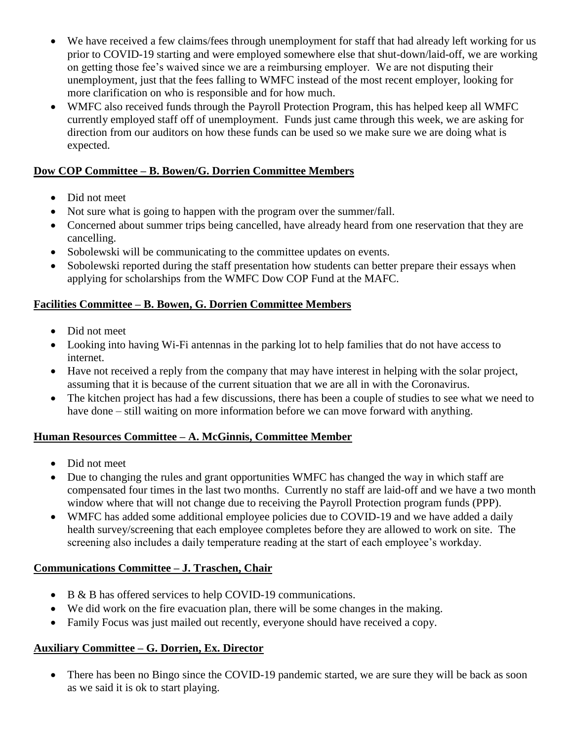- We have received a few claims/fees through unemployment for staff that had already left working for us prior to COVID-19 starting and were employed somewhere else that shut-down/laid-off, we are working on getting those fee's waived since we are a reimbursing employer. We are not disputing their unemployment, just that the fees falling to WMFC instead of the most recent employer, looking for more clarification on who is responsible and for how much.
- WMFC also received funds through the Payroll Protection Program, this has helped keep all WMFC currently employed staff off of unemployment. Funds just came through this week, we are asking for direction from our auditors on how these funds can be used so we make sure we are doing what is expected.

**Dow COP Committee – B. Bowen/G. Dorrien Committee Members**

- Did not meet
- Not sure what is going to happen with the program over the summer/fall.
- Concerned about summer trips being cancelled, have already heard from one reservation that they are cancelling.
- Sobolewski will be communicating to the committee updates on events.
- Sobolewski reported during the staff presentation how students can better prepare their essays when applying for scholarships from the WMFC Dow COP Fund at the MAFC.

**Facilities Committee – B. Bowen, G. Dorrien Committee Members**

- Did not meet
- Looking into having Wi-Fi antennas in the parking lot to help families that do not have access to internet.
- Have not received a reply from the company that may have interest in helping with the solar project, assuming that it is because of the current situation that we are all in with the Coronavirus.
- The kitchen project has had a few discussions, there has been a couple of studies to see what we need to have done – still waiting on more information before we can move forward with anything.

**Human Resources Committee – A. McGinnis, Committee Member**

- Did not meet
- Due to changing the rules and grant opportunities WMFC has changed the way in which staff are compensated four times in the last two months. Currently no staff are laid-off and we have a two month window where that will not change due to receiving the Payroll Protection program funds (PPP).
- WMFC has added some additional employee policies due to COVID-19 and we have added a daily health survey/screening that each employee completes before they are allowed to work on site. The screening also includes a daily temperature reading at the start of each employee's workday.

**Communications Committee – J. Traschen, Chair**

- B & B has offered services to help COVID-19 communications.
- We did work on the fire evacuation plan, there will be some changes in the making.
- Family Focus was just mailed out recently, everyone should have received a copy.

**Auxiliary Committee – G. Dorrien, Ex. Director**

- There has been no Bingo since the COVID-19 pandemic started, we are sure they will be back as soon as we said it is ok to start playing.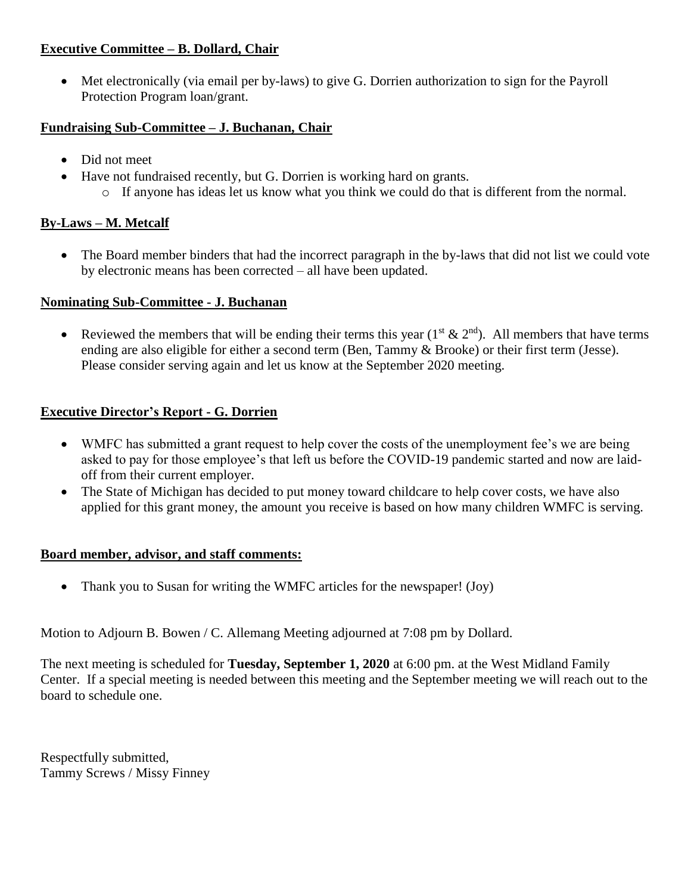**Executive Committee – B. Dollard, Chair**

- Met electronically (via email per by-laws) to give G. Dorrien authorization to sign for the Payroll Protection Program loan/grant.

**Fundraising Sub-Committee – J. Buchanan, Chair**

- Did not meet
- Have not fundraised recently, but G. Dorrien is working hard on grants.
  - If anyone has ideas let us know what you think we could do that is different from the normal.

**By-Laws – M. Metcalf**

- The Board member binders that had the incorrect paragraph in the by-laws that did not list we could vote by electronic means has been corrected – all have been updated.

**Nominating Sub-Committee - J. Buchanan**

- Reviewed the members that will be ending their terms this year (1st & 2nd). All members that have terms ending are also eligible for either a second term (Ben, Tammy & Brooke) or their first term (Jesse). Please consider serving again and let us know at the September 2020 meeting.

**Executive Director's Report - G. Dorrien**

- WMFC has submitted a grant request to help cover the costs of the unemployment fee's we are being asked to pay for those employee's that left us before the COVID-19 pandemic started and now are laid-off from their current employer.
- The State of Michigan has decided to put money toward childcare to help cover costs, we have also applied for this grant money, the amount you receive is based on how many children WMFC is serving.

**Board member, advisor, and staff comments:**

- Thank you to Susan for writing the WMFC articles for the newspaper! (Joy)

Motion to Adjourn B. Bowen / C. Allemang Meeting adjourned at 7:08 pm by Dollard.

The next meeting is scheduled for **Tuesday, September 1, 2020** at 6:00 pm. at the West Midland Family Center. If a special meeting is needed between this meeting and the September meeting we will reach out to the board to schedule one.

Respectfully submitted,
Tammy Screws / Missy Finney